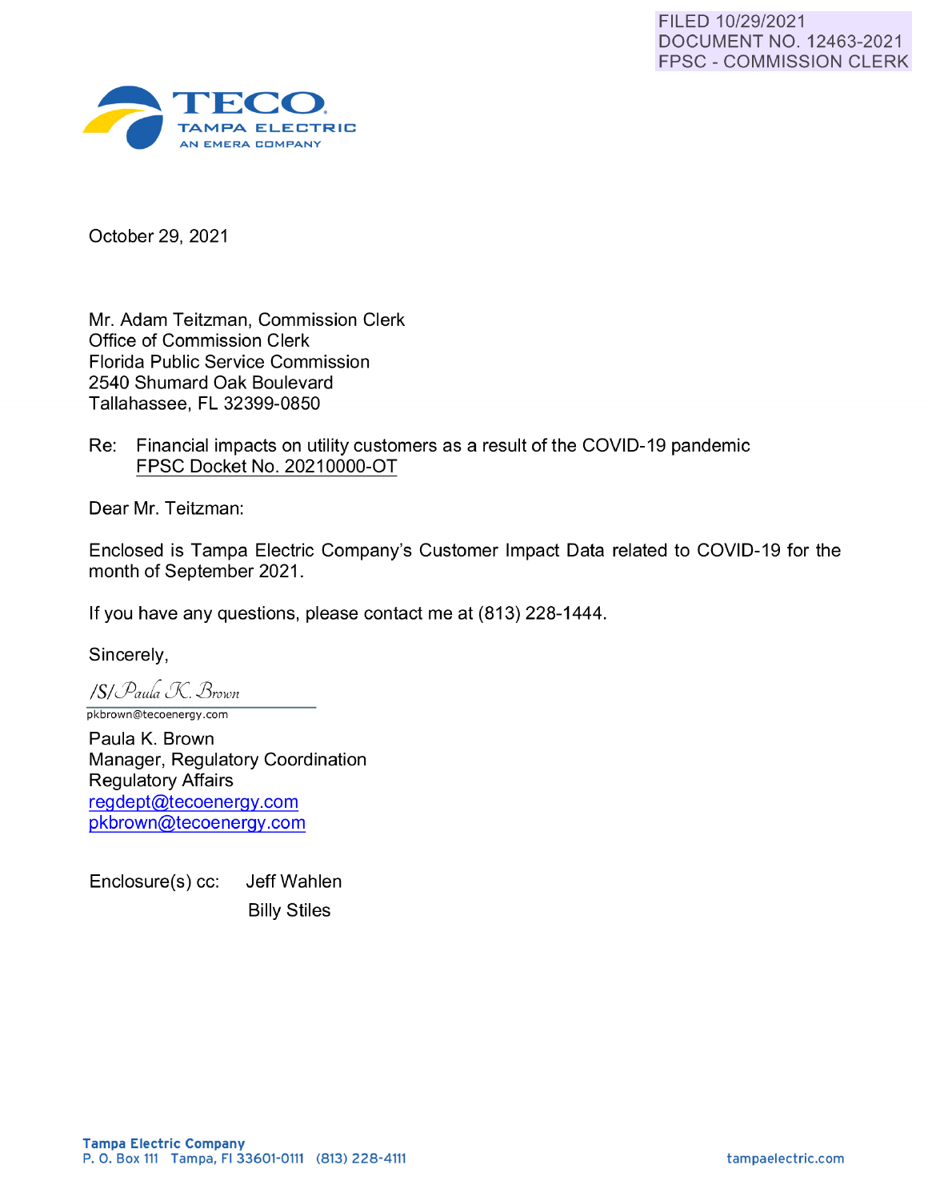FILED 10/29/2021
DOCUMENT NO. 12463-2021
FPSC - COMMISSION CLERK

**TECO**
TAMPA ELECTRIC
AN EMERA COMPANY

October 29, 2021

Mr. Adam Teitzman, Commission Clerk
Office of Commission Clerk
Florida Public Service Commission
2540 Shumard Oak Boulevard
Tallahassee, FL 32399-0850

Re: Financial impacts on utility customers as a result of the COVID-19 pandemic
FPSC Docket No. 20210000-OT

Dear Mr. Teitzman:

Enclosed is Tampa Electric Company's Customer Impact Data related to COVID-19 for the month of September 2021.

If you have any questions, please contact me at (813) 228-1444.

Sincerely,

/S/ *Paula K. Brown*
pkbrown@tecoenergy.com

Paula K. Brown
Manager, Regulatory Coordination
Regulatory Affairs
regdept@tecoenergy.com
pkbrown@tecoenergy.com

Enclosure(s) cc: Jeff Wahlen
Billy Stiles

**Tampa Electric Company**
P. O. Box 111 Tampa, Fl 33601-0111 (813) 228-4111 tampaelectric.com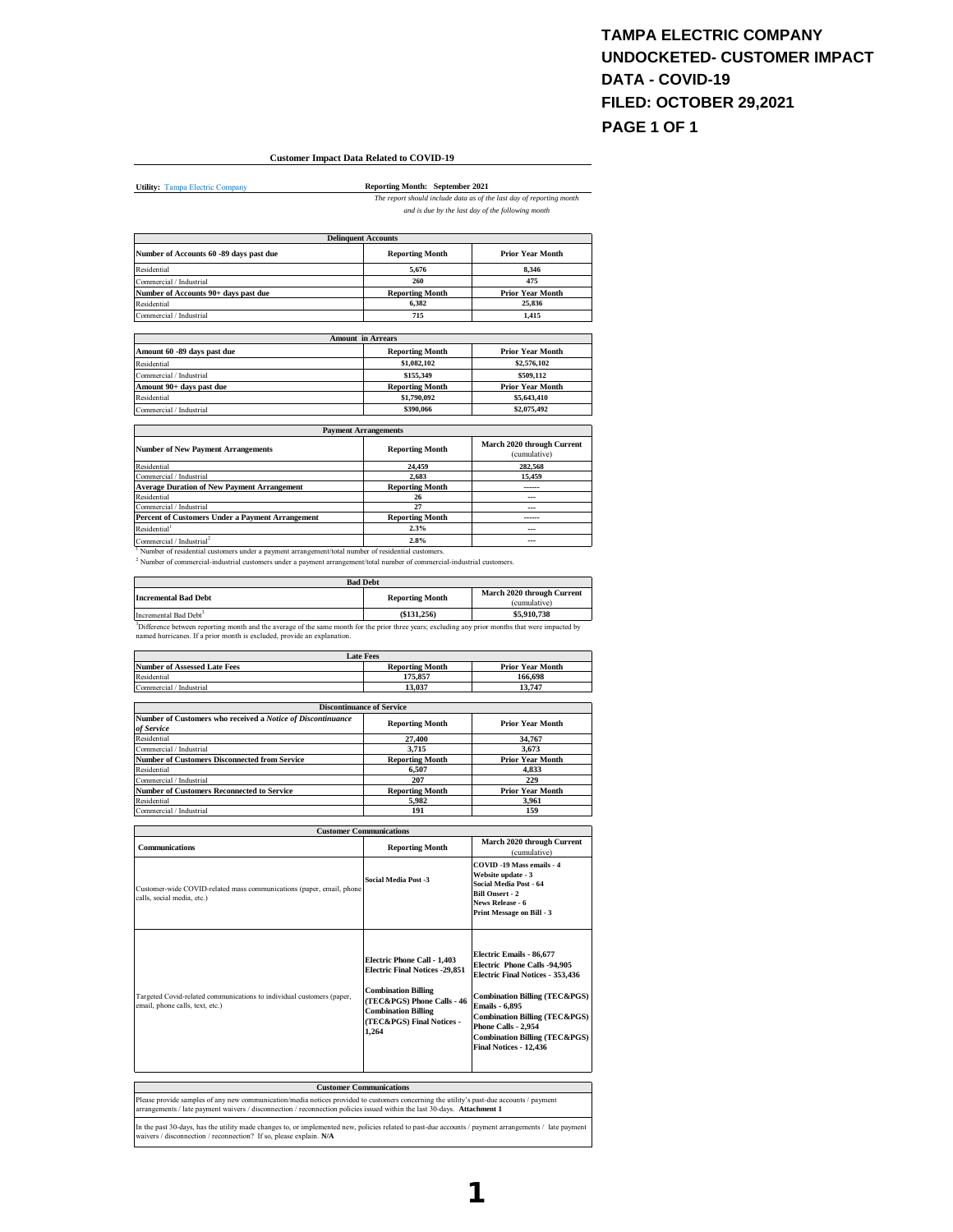**TAMPA ELECTRIC COMPANY**
**UNDOCKETED- CUSTOMER IMPACT DATA - COVID-19**
**FILED: OCTOBER 29,2021**
**PAGE 1 OF 1**

## Customer Impact Data Related to COVID-19

**Utility:** Tampa Electric Company

**Reporting Month: September 2021**

*The report should include data as of the last day of reporting month and is due by the last day of the following month*

| Delinquent Accounts | | |
|---|---|---|
| **Number of Accounts 60 -89 days past due** | **Reporting Month** | **Prior Year Month** |
| Residential | 5,676 | 8,346 |
| Commercial / Industrial | 260 | 475 |
| **Number of Accounts 90+ days past due** | **Reporting Month** | **Prior Year Month** |
| Residential | 6,382 | 25,836 |
| Commercial / Industrial | 715 | 1,415 |

| Amount in Arrears | | |
|---|---|---|
| **Amount 60 -89 days past due** | **Reporting Month** | **Prior Year Month** |
| Residential | $1,082,102 | $2,576,102 |
| Commercial / Industrial | $155,349 | $509,112 |
| **Amount 90+ days past due** | **Reporting Month** | **Prior Year Month** |
| Residential | $1,790,092 | $5,643,410 |
| Commercial / Industrial | $390,066 | $2,075,492 |

| Payment Arrangements | | |
|---|---|---|
| **Number of New Payment Arrangements** | **Reporting Month** | **March 2020 through Current** (cumulative) |
| Residential | 24,459 | 282,568 |
| Commercial / Industrial | 2,683 | 15,459 |
| **Average Duration of New Payment Arrangement** | **Reporting Month** | ------ |
| Residential | 26 | --- |
| Commercial / Industrial | 27 | --- |
| **Percent of Customers Under a Payment Arrangement** | **Reporting Month** | ------ |
| Residential[1] | 2.3% | --- |
| Commercial / Industrial[2] | 2.8% | --- |

[1] Number of residential customers under a payment arrangement/total number of residential customers.

[2] Number of commercial-industrial customers under a payment arrangement/total number of commercial-industrial customers.

| Bad Debt | | |
|---|---|---|
| **Incremental Bad Debt** | **Reporting Month** | **March 2020 through Current** (cumulative) |
| Incremental Bad Debt[3] | ($131,256) | $5,910,738 |

[3] Difference between reporting month and the average of the same month for the prior three years; excluding any prior months that were impacted by named hurricanes. If a prior month is excluded, provide an explanation.

| Late Fees | | |
|---|---|---|
| **Number of Assessed Late Fees** | **Reporting Month** | **Prior Year Month** |
| Residential | 175,857 | 166,698 |
| Commercial / Industrial | 13,037 | 13,747 |

| Discontinuance of Service | | |
|---|---|---|
| **Number of Customers who received a *Notice of Discontinuance of Service*** | **Reporting Month** | **Prior Year Month** |
| Residential | 27,400 | 34,767 |
| Commercial / Industrial | 3,715 | 3,673 |
| **Number of Customers Disconnected from Service** | **Reporting Month** | **Prior Year Month** |
| Residential | 6,507 | 4,833 |
| Commercial / Industrial | 207 | 229 |
| **Number of Customers Reconnected to Service** | **Reporting Month** | **Prior Year Month** |
| Residential | 5,982 | 3,961 |
| Commercial / Industrial | 191 | 159 |

| Customer Communications | | |
|---|---|---|
| **Communications** | **Reporting Month** | **March 2020 through Current** (cumulative) |
| Customer-wide COVID-related mass communications (paper, email, phone calls, social media, etc.) | **Social Media Post -3** | **COVID -19 Mass emails - 4**<br>**Website update - 3**<br>**Social Media Post - 64**<br>**Bill Onsert - 2**<br>**News Release - 6**<br>**Print Message on Bill - 3** |
| Targeted Covid-related communications to individual customers (paper, email, phone calls, text, etc.) | **Electric Phone Call - 1,403**<br>**Electric Final Notices -29,851**<br><br>**Combination Billing (TEC&PGS) Phone Calls - 46**<br>**Combination Billing (TEC&PGS) Final Notices - 1,264** | **Electric Emails - 86,677**<br>**Electric Phone Calls -94,905**<br>**Electric Final Notices - 353,436**<br><br>**Combination Billing (TEC&PGS) Emails - 6,895**<br>**Combination Billing (TEC&PGS) Phone Calls - 2,954**<br>**Combination Billing (TEC&PGS) Final Notices - 12,436** |

| Customer Communications |
|---|
| Please provide samples of any new communication/media notices provided to customers concerning the utility's past-due accounts / payment arrangements / late payment waivers / disconnection / reconnection policies issued within the last 30-days. **Attachment 1** |
| In the past 30-days, has the utility made changes to, or implemented new, policies related to past-due accounts / payment arrangements / late payment waivers / disconnection / reconnection? If so, please explain. **N/A** |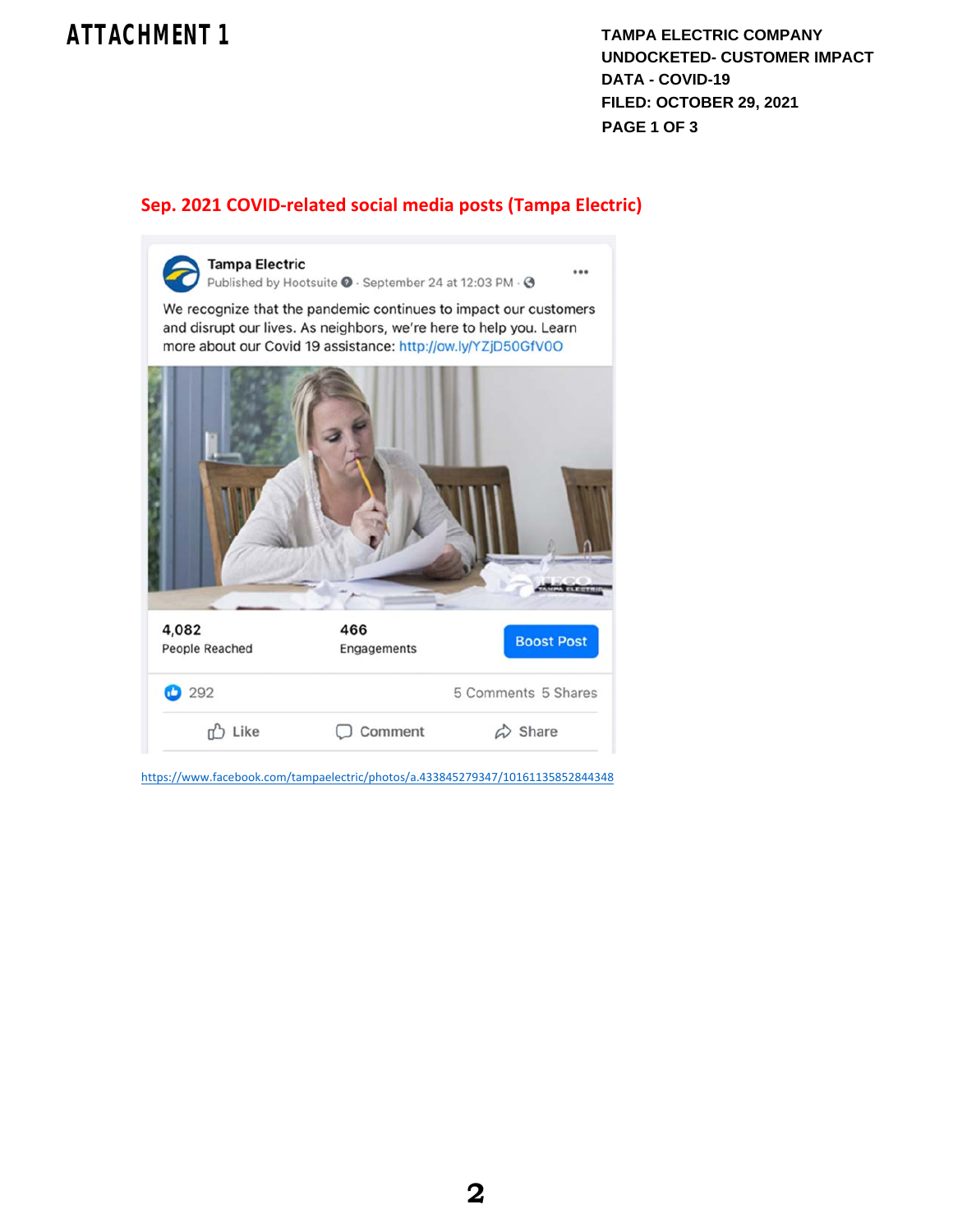**ATTACHMENT 1**

**TAMPA ELECTRIC COMPANY**
**UNDOCKETED- CUSTOMER IMPACT DATA - COVID-19**
**FILED: OCTOBER 29, 2021**
**PAGE 1 OF 3**

## Sep. 2021 COVID-related social media posts (Tampa Electric)

Tampa Electric
Published by Hootsuite · September 24 at 12:03 PM ·

We recognize that the pandemic continues to impact our customers and disrupt our lives. As neighbors, we're here to help you. Learn more about our Covid 19 assistance: http://ow.ly/YZjD50GfV0O

4,082 People Reached | 466 Engagements | Boost Post

292 | 5 Comments 5 Shares

Like | Comment | Share

https://www.facebook.com/tampaelectric/photos/a.433845279347/10161135852844348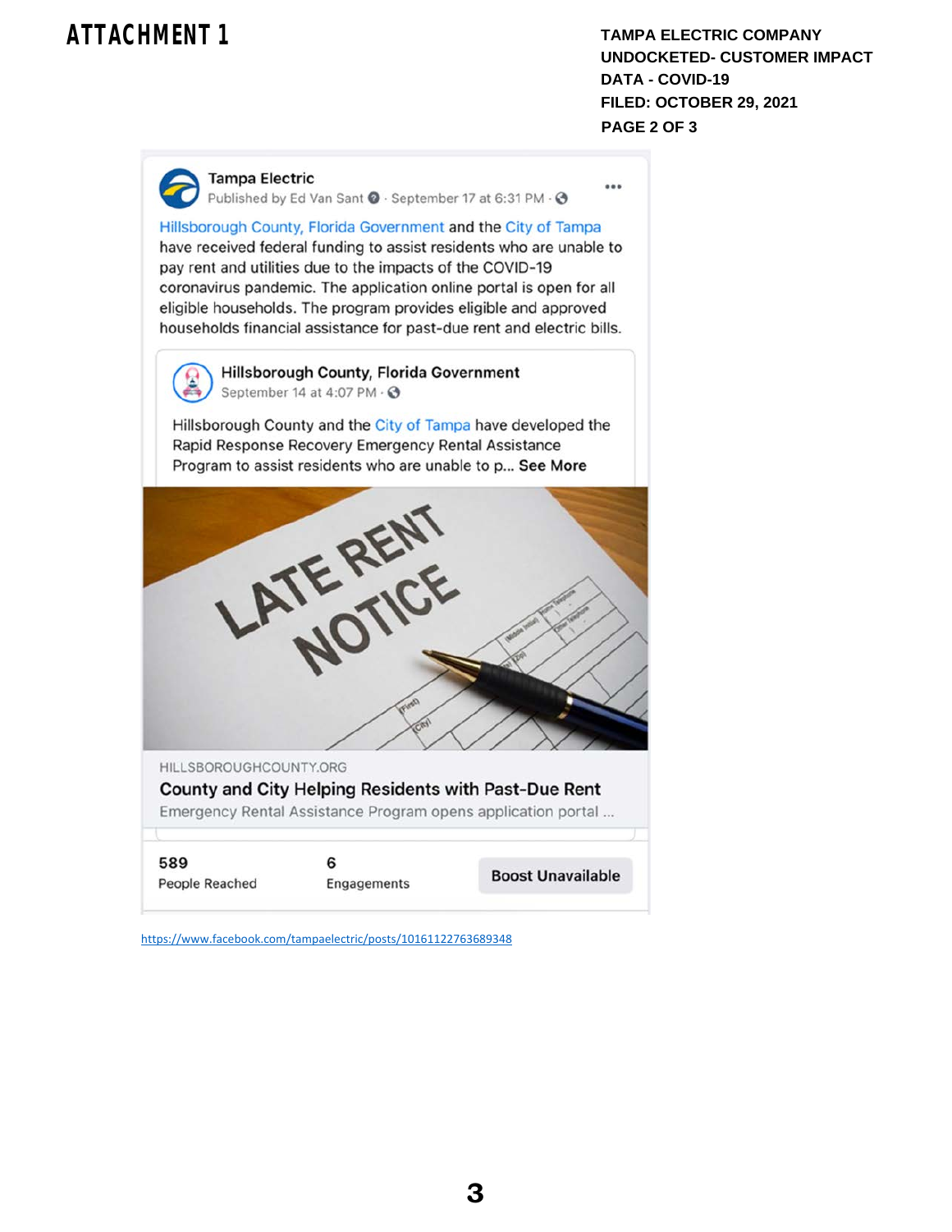# ATTACHMENT 1

**TAMPA ELECTRIC COMPANY**
**UNDOCKETED- CUSTOMER IMPACT DATA - COVID-19**
**FILED: OCTOBER 29, 2021**
**PAGE 2 OF 3**

**Tampa Electric**
Published by Ed Van Sant · September 17 at 6:31 PM

Hillsborough County, Florida Government and the City of Tampa have received federal funding to assist residents who are unable to pay rent and utilities due to the impacts of the COVID-19 coronavirus pandemic. The application online portal is open for all eligible households. The program provides eligible and approved households financial assistance for past-due rent and electric bills.

**Hillsborough County, Florida Government**
September 14 at 4:07 PM

Hillsborough County and the City of Tampa have developed the Rapid Response Recovery Emergency Rental Assistance Program to assist residents who are unable to p... **See More**

LATE RENT NOTICE

HILLSBOROUGHCOUNTY.ORG
**County and City Helping Residents with Past-Due Rent**
Emergency Rental Assistance Program opens application portal ...

| 589 | 6 | Boost Unavailable |
|---|---|---|
| People Reached | Engagements | |

https://www.facebook.com/tampaelectric/posts/10161122763689348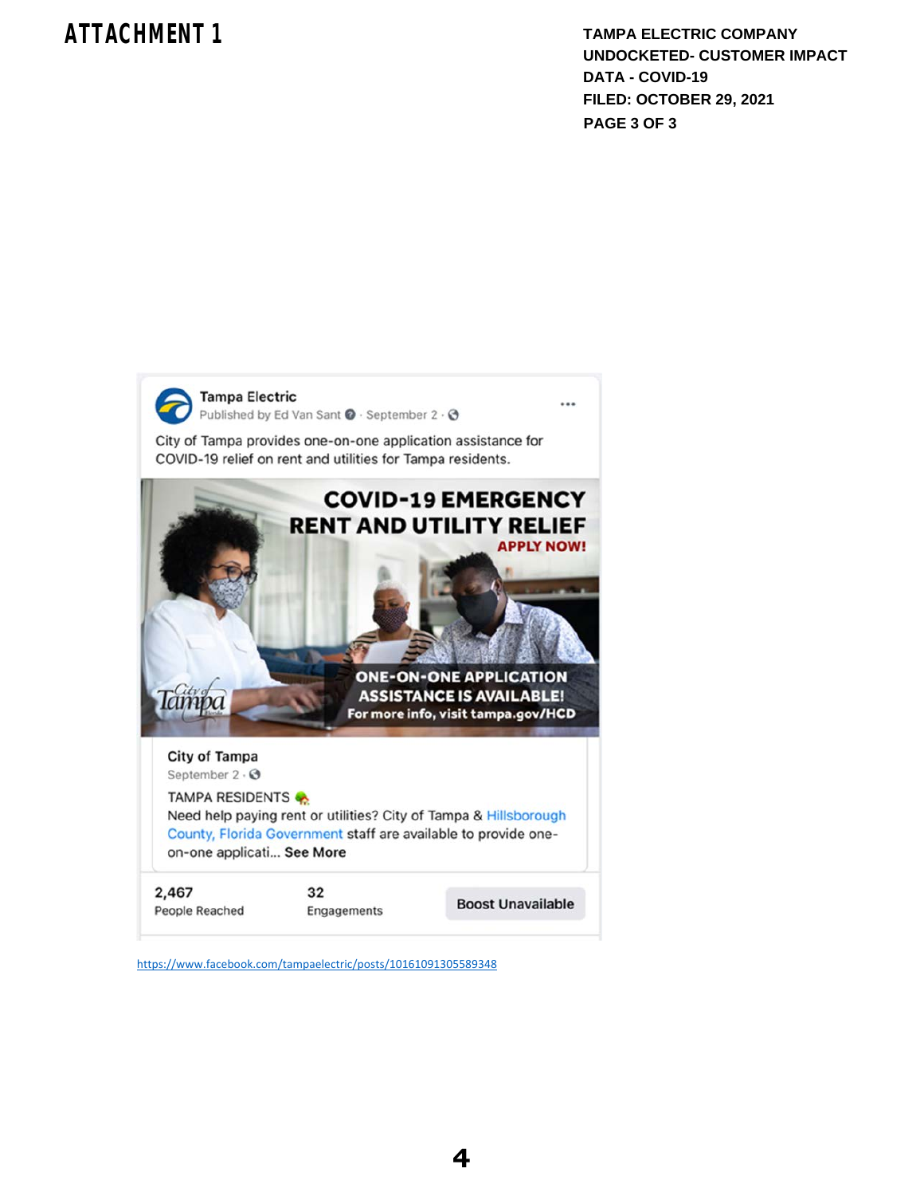ATTACHMENT 1

TAMPA ELECTRIC COMPANY
UNDOCKETED- CUSTOMER IMPACT DATA - COVID-19
FILED: OCTOBER 29, 2021

Tampa Electric
Published by Ed Van Sant · September 2 ·

City of Tampa provides one-on-one application assistance for COVID-19 relief on rent and utilities for Tampa residents.

COVID-19 EMERGENCY RENT AND UTILITY RELIEF
APPLY NOW!

ONE-ON-ONE APPLICATION ASSISTANCE IS AVAILABLE!
For more info, visit tampa.gov/HCD

City of Tampa
September 2 ·

TAMPA RESIDENTS
Need help paying rent or utilities? City of Tampa & Hillsborough County, Florida Government staff are available to provide one-on-one applicati... See More

2,467
People Reached

32
Engagements

Boost Unavailable

https://www.facebook.com/tampaelectric/posts/10161091305589348